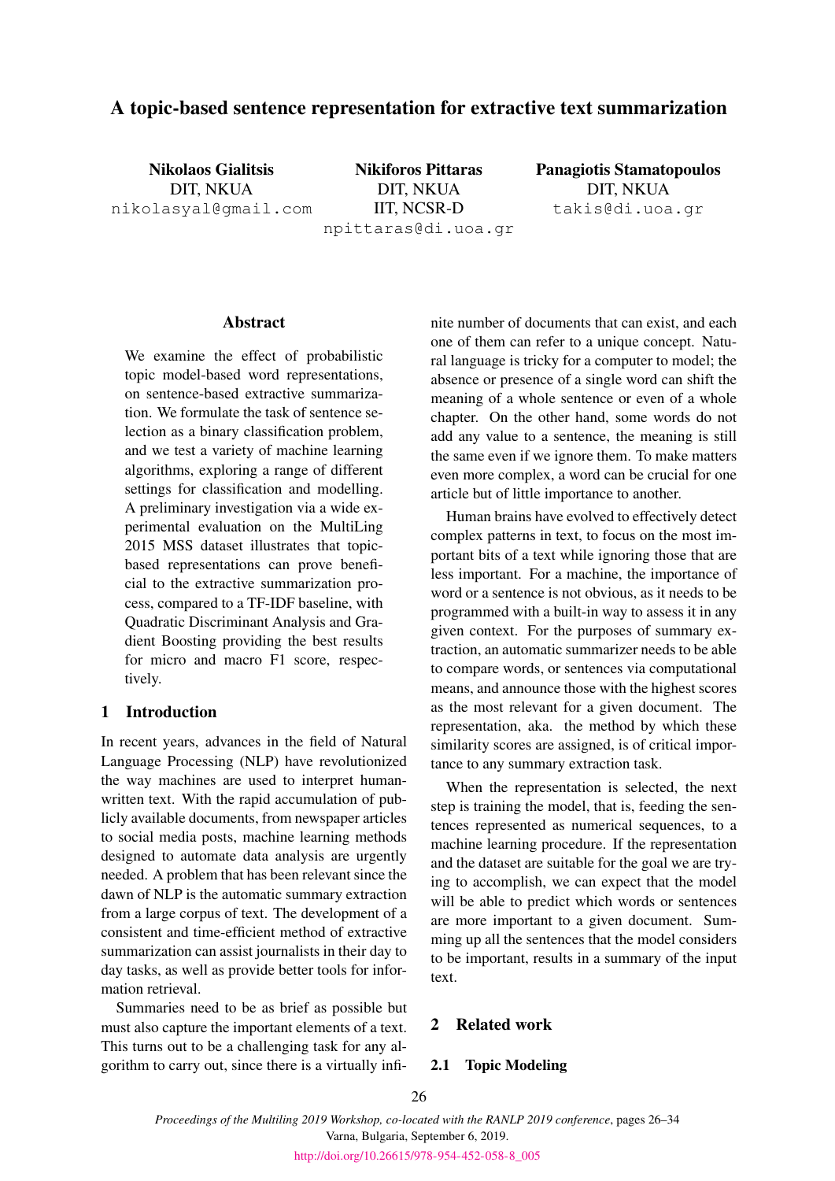# A topic-based sentence representation for extractive text summarization

**Nikolaos Gialitsis**
DIT, NKUA
nikolasyal@gmail.com

**Nikiforos Pittaras**
DIT, NKUA
IIT, NCSR-D
npittaras@di.uoa.gr

**Panagiotis Stamatopoulos**
DIT, NKUA
takis@di.uoa.gr

## Abstract

We examine the effect of probabilistic topic model-based word representations, on sentence-based extractive summarization. We formulate the task of sentence selection as a binary classification problem, and we test a variety of machine learning algorithms, exploring a range of different settings for classification and modelling. A preliminary investigation via a wide experimental evaluation on the MultiLing 2015 MSS dataset illustrates that topic-based representations can prove beneficial to the extractive summarization process, compared to a TF-IDF baseline, with Quadratic Discriminant Analysis and Gradient Boosting providing the best results for micro and macro F1 score, respectively.

## 1 Introduction

In recent years, advances in the field of Natural Language Processing (NLP) have revolutionized the way machines are used to interpret human-written text. With the rapid accumulation of publicly available documents, from newspaper articles to social media posts, machine learning methods designed to automate data analysis are urgently needed. A problem that has been relevant since the dawn of NLP is the automatic summary extraction from a large corpus of text. The development of a consistent and time-efficient method of extractive summarization can assist journalists in their day to day tasks, as well as provide better tools for information retrieval.

Summaries need to be as brief as possible but must also capture the important elements of a text. This turns out to be a challenging task for any algorithm to carry out, since there is a virtually infinite number of documents that can exist, and each one of them can refer to a unique concept. Natural language is tricky for a computer to model; the absence or presence of a single word can shift the meaning of a whole sentence or even of a whole chapter. On the other hand, some words do not add any value to a sentence, the meaning is still the same even if we ignore them. To make matters even more complex, a word can be crucial for one article but of little importance to another.

Human brains have evolved to effectively detect complex patterns in text, to focus on the most important bits of a text while ignoring those that are less important. For a machine, the importance of word or a sentence is not obvious, as it needs to be programmed with a built-in way to assess it in any given context. For the purposes of summary extraction, an automatic summarizer needs to be able to compare words, or sentences via computational means, and announce those with the highest scores as the most relevant for a given document. The representation, aka. the method by which these similarity scores are assigned, is of critical importance to any summary extraction task.

When the representation is selected, the next step is training the model, that is, feeding the sentences represented as numerical sequences, to a machine learning procedure. If the representation and the dataset are suitable for the goal we are trying to accomplish, we can expect that the model will be able to predict which words or sentences are more important to a given document. Summing up all the sentences that the model considers to be important, results in a summary of the input text.

## 2 Related work

### 2.1 Topic Modeling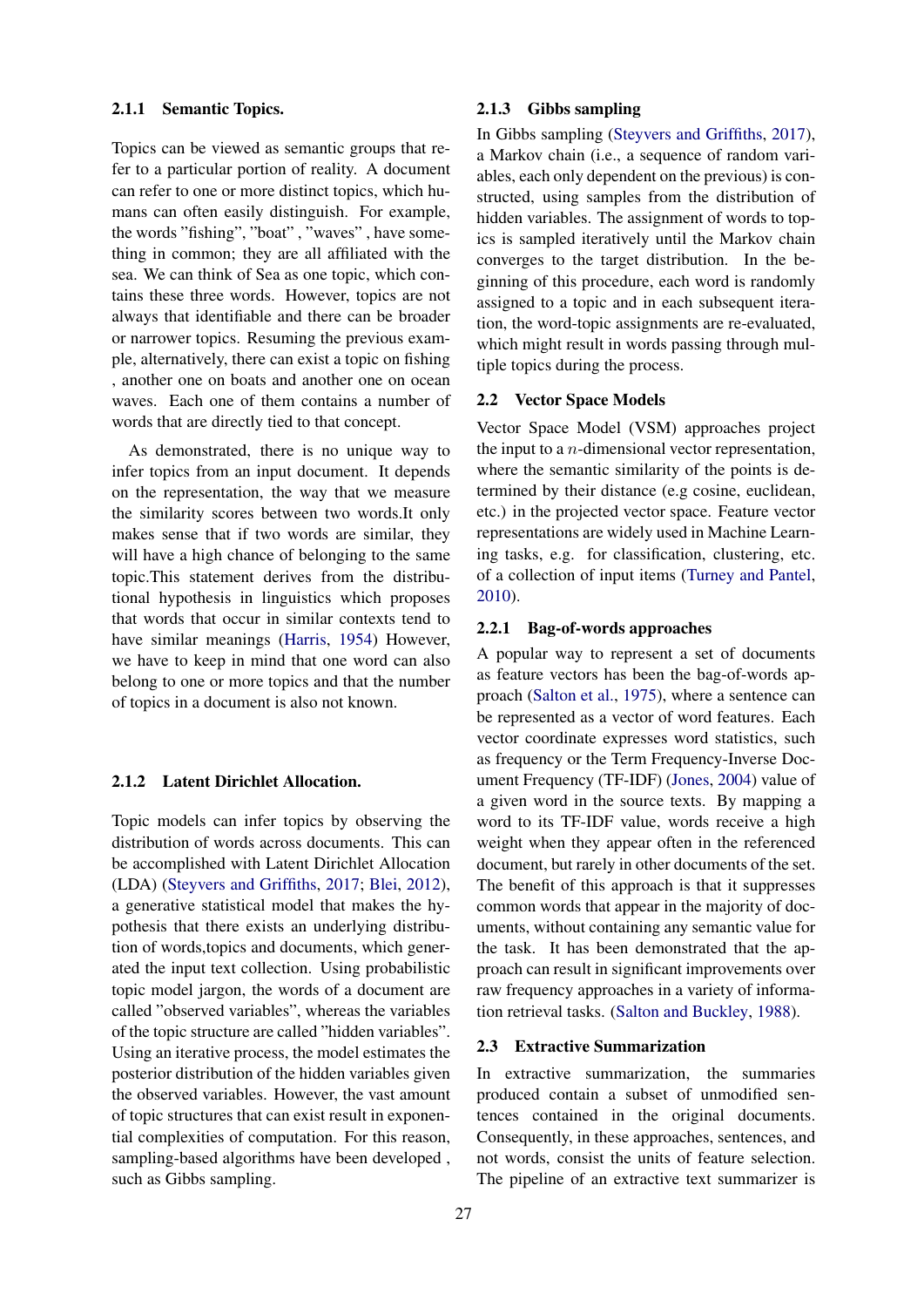#### 2.1.1 Semantic Topics.

Topics can be viewed as semantic groups that refer to a particular portion of reality. A document can refer to one or more distinct topics, which humans can often easily distinguish. For example, the words "fishing", "boat" , "waves" , have something in common; they are all affiliated with the sea. We can think of Sea as one topic, which contains these three words. However, topics are not always that identifiable and there can be broader or narrower topics. Resuming the previous example, alternatively, there can exist a topic on fishing , another one on boats and another one on ocean waves. Each one of them contains a number of words that are directly tied to that concept.

As demonstrated, there is no unique way to infer topics from an input document. It depends on the representation, the way that we measure the similarity scores between two words.It only makes sense that if two words are similar, they will have a high chance of belonging to the same topic.This statement derives from the distributional hypothesis in linguistics which proposes that words that occur in similar contexts tend to have similar meanings (Harris, 1954) However, we have to keep in mind that one word can also belong to one or more topics and that the number of topics in a document is also not known.

#### 2.1.2 Latent Dirichlet Allocation.

Topic models can infer topics by observing the distribution of words across documents. This can be accomplished with Latent Dirichlet Allocation (LDA) (Steyvers and Griffiths, 2017; Blei, 2012), a generative statistical model that makes the hypothesis that there exists an underlying distribution of words,topics and documents, which generated the input text collection. Using probabilistic topic model jargon, the words of a document are called "observed variables", whereas the variables of the topic structure are called "hidden variables". Using an iterative process, the model estimates the posterior distribution of the hidden variables given the observed variables. However, the vast amount of topic structures that can exist result in exponential complexities of computation. For this reason, sampling-based algorithms have been developed , such as Gibbs sampling.

#### 2.1.3 Gibbs sampling

In Gibbs sampling (Steyvers and Griffiths, 2017), a Markov chain (i.e., a sequence of random variables, each only dependent on the previous) is constructed, using samples from the distribution of hidden variables. The assignment of words to topics is sampled iteratively until the Markov chain converges to the target distribution. In the beginning of this procedure, each word is randomly assigned to a topic and in each subsequent iteration, the word-topic assignments are re-evaluated, which might result in words passing through multiple topics during the process.

### 2.2 Vector Space Models

Vector Space Model (VSM) approaches project the input to a $n$-dimensional vector representation, where the semantic similarity of the points is determined by their distance (e.g cosine, euclidean, etc.) in the projected vector space. Feature vector representations are widely used in Machine Learning tasks, e.g. for classification, clustering, etc. of a collection of input items (Turney and Pantel, 2010).

#### 2.2.1 Bag-of-words approaches

A popular way to represent a set of documents as feature vectors has been the bag-of-words approach (Salton et al., 1975), where a sentence can be represented as a vector of word features. Each vector coordinate expresses word statistics, such as frequency or the Term Frequency-Inverse Document Frequency (TF-IDF) (Jones, 2004) value of a given word in the source texts. By mapping a word to its TF-IDF value, words receive a high weight when they appear often in the referenced document, but rarely in other documents of the set. The benefit of this approach is that it suppresses common words that appear in the majority of documents, without containing any semantic value for the task. It has been demonstrated that the approach can result in significant improvements over raw frequency approaches in a variety of information retrieval tasks. (Salton and Buckley, 1988).

### 2.3 Extractive Summarization

In extractive summarization, the summaries produced contain a subset of unmodified sentences contained in the original documents. Consequently, in these approaches, sentences, and not words, consist the units of feature selection. The pipeline of an extractive text summarizer is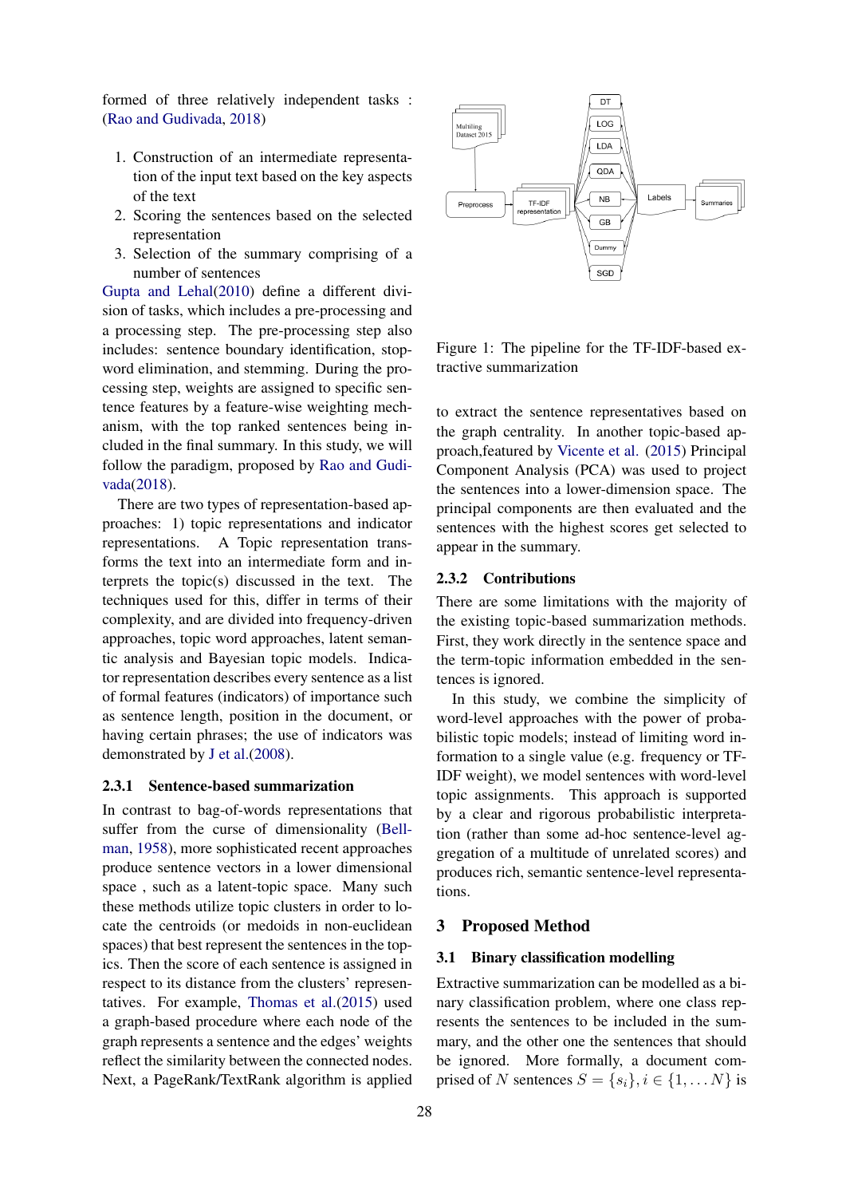formed of three relatively independent tasks : (Rao and Gudivada, 2018)

1. Construction of an intermediate representation of the input text based on the key aspects of the text
2. Scoring the sentences based on the selected representation
3. Selection of the summary comprising of a number of sentences

Gupta and Lehal(2010) define a different division of tasks, which includes a pre-processing and a processing step. The pre-processing step also includes: sentence boundary identification, stopword elimination, and stemming. During the processing step, weights are assigned to specific sentence features by a feature-wise weighting mechanism, with the top ranked sentences being included in the final summary. In this study, we will follow the paradigm, proposed by Rao and Gudivada(2018).

There are two types of representation-based approaches: 1) topic representations and indicator representations. A Topic representation transforms the text into an intermediate form and interprets the topic(s) discussed in the text. The techniques used for this, differ in terms of their complexity, and are divided into frequency-driven approaches, topic word approaches, latent semantic analysis and Bayesian topic models. Indicator representation describes every sentence as a list of formal features (indicators) of importance such as sentence length, position in the document, or having certain phrases; the use of indicators was demonstrated by J et al.(2008).

### 2.3.1 Sentence-based summarization

In contrast to bag-of-words representations that suffer from the curse of dimensionality (Bellman, 1958), more sophisticated recent approaches produce sentence vectors in a lower dimensional space , such as a latent-topic space. Many such these methods utilize topic clusters in order to locate the centroids (or medoids in non-euclidean spaces) that best represent the sentences in the topics. Then the score of each sentence is assigned in respect to its distance from the clusters' representatives. For example, Thomas et al.(2015) used a graph-based procedure where each node of the graph represents a sentence and the edges' weights reflect the similarity between the connected nodes. Next, a PageRank/TextRank algorithm is applied to extract the sentence representatives based on the graph centrality. In another topic-based approach,featured by Vicente et al. (2015) Principal Component Analysis (PCA) was used to project the sentences into a lower-dimension space. The principal components are then evaluated and the sentences with the highest scores get selected to appear in the summary.

Figure 1: The pipeline for the TF-IDF-based extractive summarization

### 2.3.2 Contributions

There are some limitations with the majority of the existing topic-based summarization methods. First, they work directly in the sentence space and the term-topic information embedded in the sentences is ignored.

In this study, we combine the simplicity of word-level approaches with the power of probabilistic topic models; instead of limiting word information to a single value (e.g. frequency or TF-IDF weight), we model sentences with word-level topic assignments. This approach is supported by a clear and rigorous probabilistic interpretation (rather than some ad-hoc sentence-level aggregation of a multitude of unrelated scores) and produces rich, semantic sentence-level representations.

## 3 Proposed Method

### 3.1 Binary classification modelling

Extractive summarization can be modelled as a binary classification problem, where one class represents the sentences to be included in the summary, and the other one the sentences that should be ignored. More formally, a document comprised of $N$ sentences $S = \{s_i\}, i \in \{1, \dots N\}$ is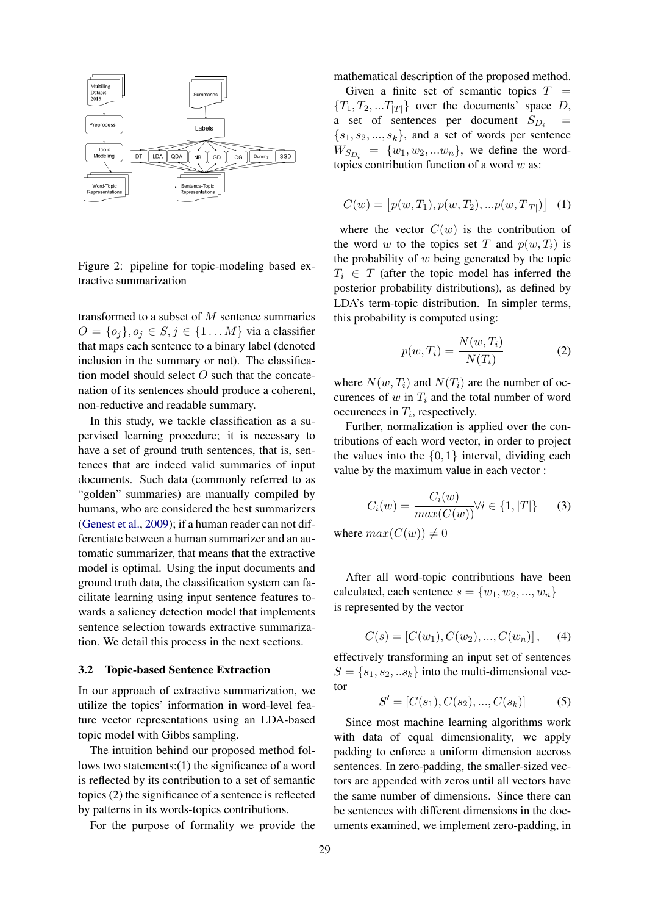Figure 2: pipeline for topic-modeling based extractive summarization

transformed to a subset of $M$ sentence summaries $O = \{o_j\}, o_j \in S, j \in \{1 \ldots M\}$ via a classifier that maps each sentence to a binary label (denoted inclusion in the summary or not). The classification model should select $O$ such that the concatenation of its sentences should produce a coherent, non-reductive and readable summary.

In this study, we tackle classification as a supervised learning procedure; it is necessary to have a set of ground truth sentences, that is, sentences that are indeed valid summaries of input documents. Such data (commonly referred to as "golden" summaries) are manually compiled by humans, who are considered the best summarizers (Genest et al., 2009); if a human reader can not differentiate between a human summarizer and an automatic summarizer, that means that the extractive model is optimal. Using the input documents and ground truth data, the classification system can facilitate learning using input sentence features towards a saliency detection model that implements sentence selection towards extractive summarization. We detail this process in the next sections.

### 3.2 Topic-based Sentence Extraction

In our approach of extractive summarization, we utilize the topics' information in word-level feature vector representations using an LDA-based topic model with Gibbs sampling.

The intuition behind our proposed method follows two statements:(1) the significance of a word is reflected by its contribution to a set of semantic topics (2) the significance of a sentence is reflected by patterns in its words-topics contributions.

For the purpose of formality we provide the mathematical description of the proposed method.

Given a finite set of semantic topics $T = \{T_1, T_2, ...T_{|T|}\}$ over the documents' space $D$, a set of sentences per document $S_{D_i} = \{s_1, s_2, ..., s_k\}$, and a set of words per sentence $W_{S_{D_i}} = \{w_1, w_2, ...w_n\}$, we define the word-topics contribution function of a word $w$ as:

$$C(w) = \left[p(w, T_1), p(w, T_2), ...p(w, T_{|T|})\right] \quad (1)$$

where the vector $C(w)$ is the contribution of the word $w$ to the topics set $T$ and $p(w, T_i)$ is the probability of $w$ being generated by the topic $T_i \in T$ (after the topic model has inferred the posterior probability distributions), as defined by LDA's term-topic distribution. In simpler terms, this probability is computed using:

$$p(w, T_i) = \frac{N(w, T_i)}{N(T_i)} \quad (2)$$

where $N(w, T_i)$ and $N(T_i)$ are the number of occurences of $w$ in $T_i$ and the total number of word occurences in $T_i$, respectively.

Further, normalization is applied over the contributions of each word vector, in order to project the values into the $\{0, 1\}$ interval, dividing each value by the maximum value in each vector :

$$C_i(w) = \frac{C_i(w)}{max(C(w))} \forall i \in \{1, |T|\} \quad (3)$$

where $max(C(w)) \neq 0$

After all word-topic contributions have been calculated, each sentence $s = \{w_1, w_2, ..., w_n\}$ is represented by the vector

$$C(s) = [C(w_1), C(w_2), ..., C(w_n)], \quad (4)$$

effectively transforming an input set of sentences $S = \{s_1, s_2, ..s_k\}$ into the multi-dimensional vector

$$S' = [C(s_1), C(s_2), ..., C(s_k)] \quad (5)$$

Since most machine learning algorithms work with data of equal dimensionality, we apply padding to enforce a uniform dimension accross sentences. In zero-padding, the smaller-sized vectors are appended with zeros until all vectors have the same number of dimensions. Since there can be sentences with different dimensions in the documents examined, we implement zero-padding, in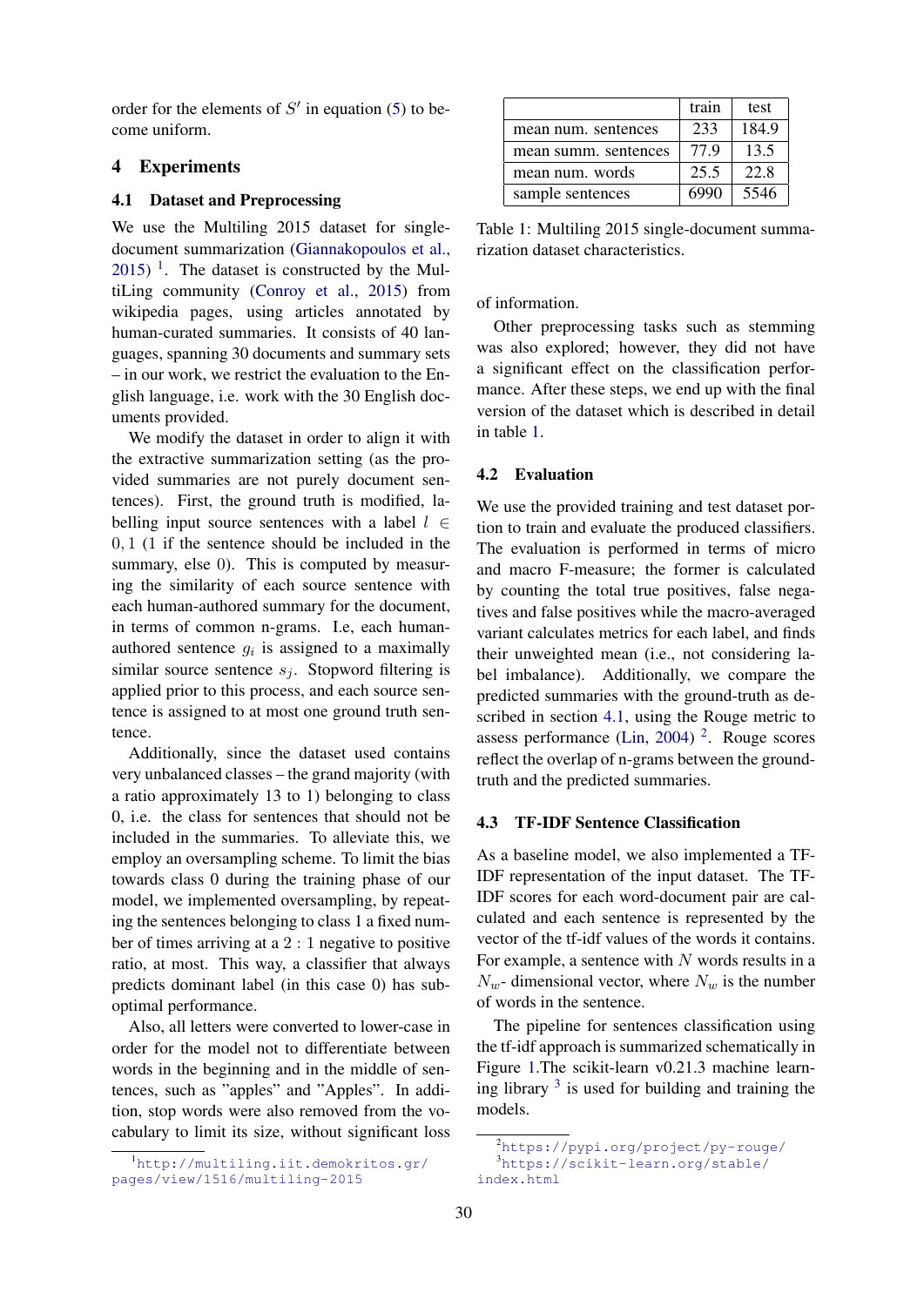order for the elements of $S'$ in equation (5) to become uniform.

## 4 Experiments

### 4.1 Dataset and Preprocessing

We use the Multiling 2015 dataset for single-document summarization (Giannakopoulos et al., 2015) [1]. The dataset is constructed by the MultiLing community (Conroy et al., 2015) from wikipedia pages, using articles annotated by human-curated summaries. It consists of 40 languages, spanning 30 documents and summary sets – in our work, we restrict the evaluation to the English language, i.e. work with the 30 English documents provided.

We modify the dataset in order to align it with the extractive summarization setting (as the provided summaries are not purely document sentences). First, the ground truth is modified, labelling input source sentences with a label $l \in 0, 1$ (1 if the sentence should be included in the summary, else 0). This is computed by measuring the similarity of each source sentence with each human-authored summary for the document, in terms of common n-grams. I.e, each human-authored sentence $g_i$ is assigned to a maximally similar source sentence $s_j$. Stopword filtering is applied prior to this process, and each source sentence is assigned to at most one ground truth sentence.

Additionally, since the dataset used contains very unbalanced classes – the grand majority (with a ratio approximately 13 to 1) belonging to class 0, i.e. the class for sentences that should not be included in the summaries. To alleviate this, we employ an oversampling scheme. To limit the bias towards class 0 during the training phase of our model, we implemented oversampling, by repeating the sentences belonging to class 1 a fixed number of times arriving at a $2:1$ negative to positive ratio, at most. This way, a classifier that always predicts dominant label (in this case 0) has sub-optimal performance.

Also, all letters were converted to lower-case in order for the model not to differentiate between words in the beginning and in the middle of sentences, such as "apples" and "Apples". In addition, stop words were also removed from the vocabulary to limit its size, without significant loss of information.

Other preprocessing tasks such as stemming was also explored; however, they did not have a significant effect on the classification performance. After these steps, we end up with the final version of the dataset which is described in detail in table 1.

| | train | test |
|---|---|---|
| mean num. sentences | 233 | 184.9 |
| mean summ. sentences | 77.9 | 13.5 |
| mean num. words | 25.5 | 22.8 |
| sample sentences | 6990 | 5546 |

Table 1: Multiling 2015 single-document summarization dataset characteristics.

### 4.2 Evaluation

We use the provided training and test dataset portion to train and evaluate the produced classifiers. The evaluation is performed in terms of micro and macro F-measure; the former is calculated by counting the total true positives, false negatives and false positives while the macro-averaged variant calculates metrics for each label, and finds their unweighted mean (i.e., not considering label imbalance). Additionally, we compare the predicted summaries with the ground-truth as described in section 4.1, using the Rouge metric to assess performance (Lin, 2004) [2]. Rouge scores reflect the overlap of n-grams between the ground-truth and the predicted summaries.

### 4.3 TF-IDF Sentence Classification

As a baseline model, we also implemented a TF-IDF representation of the input dataset. The TF-IDF scores for each word-document pair are calculated and each sentence is represented by the vector of the tf-idf values of the words it contains. For example, a sentence with $N$ words results in a $N_w$- dimensional vector, where $N_w$ is the number of words in the sentence.

The pipeline for sentences classification using the tf-idf approach is summarized schematically in Figure 1.The scikit-learn v0.21.3 machine learning library [3] is used for building and training the models.

---

[1] http://multiling.iit.demokritos.gr/pages/view/1516/multiling-2015

[2] https://pypi.org/project/py-rouge/

[3] https://scikit-learn.org/stable/index.html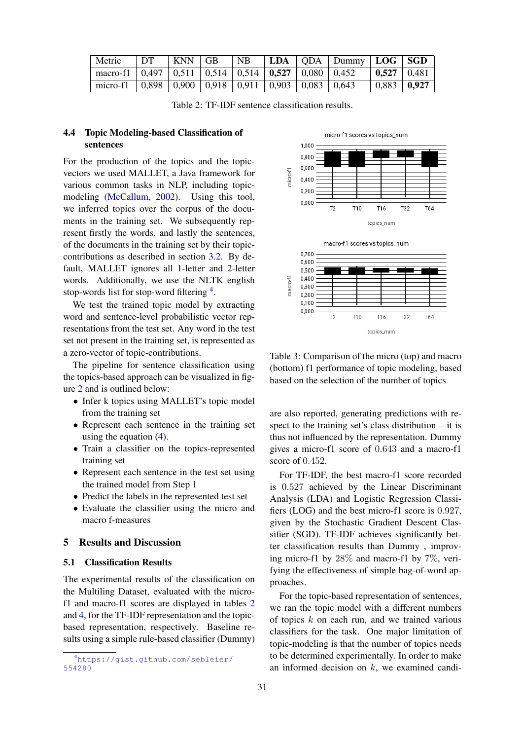| Metric | DT | KNN | GB | NB | **LDA** | QDA | Dummy | **LOG** | **SGD** |
|---|---|---|---|---|---|---|---|---|---|
| macro-f1 | 0,497 | 0,511 | 0,514 | 0,514 | **0,527** | 0,080 | 0,452 | **0,527** | 0,481 |
| micro-f1 | 0,898 | 0,900 | 0,918 | 0,911 | 0,903 | 0,083 | 0,643 | 0,883 | **0,927** |

Table 2: TF-IDF sentence classification results.

### 4.4 Topic Modeling-based Classification of sentences

For the production of the topics and the topic-vectors we used MALLET, a Java framework for various common tasks in NLP, including topic-modeling (McCallum, 2002). Using this tool, we inferred topics over the corpus of the documents in the training set. We subsequently represent firstly the words, and lastly the sentences, of the documents in the training set by their topic-contributions as described in section 3.2. By default, MALLET ignores all 1-letter and 2-letter words. Additionally, we use the NLTK english stop-words list for stop-word filtering [4].

We test the trained topic model by extracting word and sentence-level probabilistic vector representations from the test set. Any word in the test set not present in the training set, is represented as a zero-vector of topic-contributions.

The pipeline for sentence classification using the topics-based approach can be visualized in figure 2 and is outlined below:

- Infer k topics using MALLET's topic model from the training set
- Represent each sentence in the training set using the equation (4).
- Train a classifier on the topics-represented training set
- Represent each sentence in the test set using the trained model from Step 1
- Predict the labels in the represented test set
- Evaluate the classifier using the micro and macro f-measures

Table 3: Comparison of the micro (top) and macro (bottom) f1 performance of topic modeling, based based on the selection of the number of topics

## 5 Results and Discussion

### 5.1 Classification Results

The experimental results of the classification on the Multiling Dataset, evaluated with the micro-f1 and macro-f1 scores are displayed in tables 2 and 4, for the TF-IDF representation and the topic-based representation, respectively. Baseline results using a simple rule-based classifier (Dummy) are also reported, generating predictions with respect to the training set's class distribution – it is thus not influenced by the representation. Dummy gives a micro-f1 score of $0.643$ and a macro-f1 score of $0.452$.

For TF-IDF, the best macro-f1 score recorded is $0.527$ achieved by the Linear Discriminant Analysis (LDA) and Logistic Regression Classifiers (LOG) and the best micro-f1 score is $0.927$, given by the Stochastic Gradient Descent Classifier (SGD). TF-IDF achieves significantly better classification results than Dummy , improving micro-f1 by $28\%$ and macro-f1 by $7\%$, verifying the effectiveness of simple bag-of-word approaches.

For the topic-based representation of sentences, we ran the topic model with a different numbers of topics $k$ on each run, and we trained various classifiers for the task. One major limitation of topic-modeling is that the number of topics needs to be determined experimentally. In order to make an informed decision on $k$, we examined candi-

[4] https://gist.github.com/sebleier/554280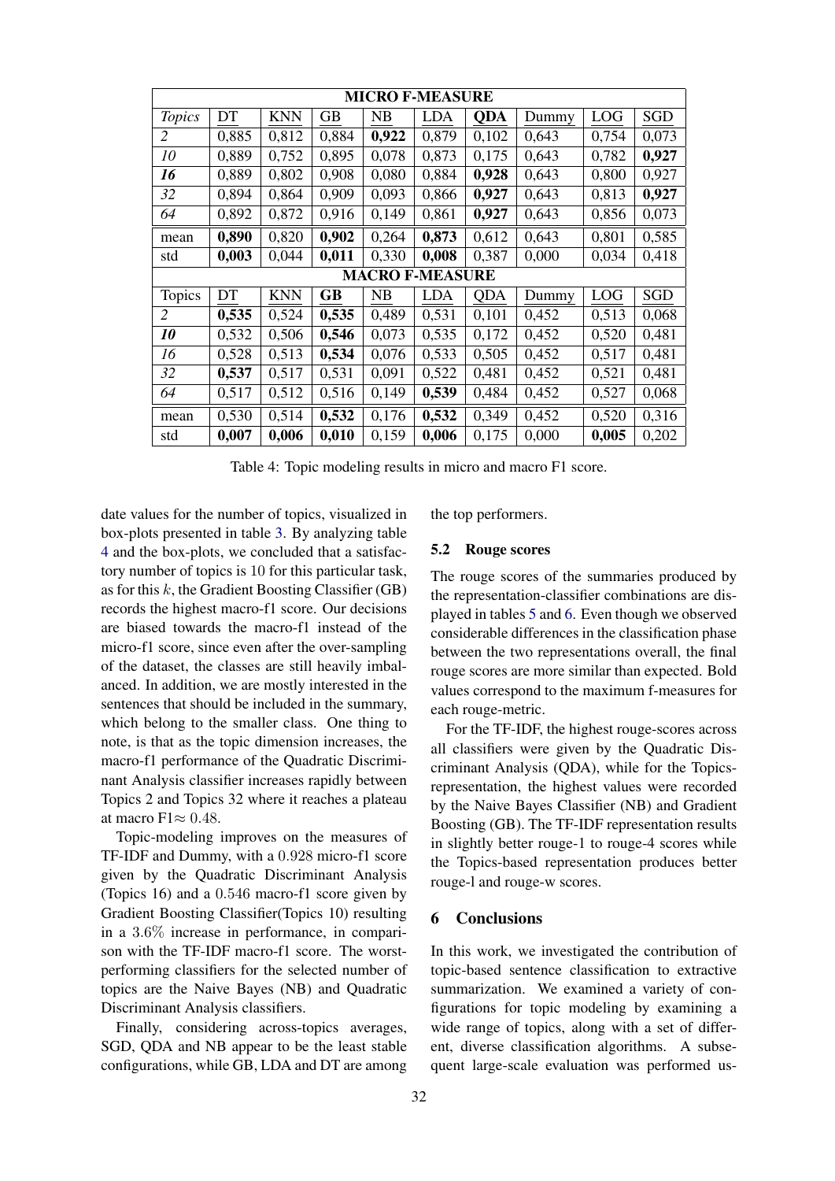| **MICRO F-MEASURE** | | | | | | | | | |
|---|---|---|---|---|---|---|---|---|---|
| *Topics* | DT | KNN | GB | NB | LDA | **QDA** | Dummy | LOG | SGD |
| *2* | 0,885 | 0,812 | 0,884 | **0,922** | 0,879 | 0,102 | 0,643 | 0,754 | 0,073 |
| *10* | 0,889 | 0,752 | 0,895 | 0,078 | 0,873 | 0,175 | 0,643 | 0,782 | **0,927** |
| ***16*** | 0,889 | 0,802 | 0,908 | 0,080 | 0,884 | **0,928** | 0,643 | 0,800 | 0,927 |
| *32* | 0,894 | 0,864 | 0,909 | 0,093 | 0,866 | **0,927** | 0,643 | 0,813 | **0,927** |
| *64* | 0,892 | 0,872 | 0,916 | 0,149 | 0,861 | **0,927** | 0,643 | 0,856 | 0,073 |
| mean | **0,890** | 0,820 | **0,902** | 0,264 | **0,873** | 0,612 | 0,643 | 0,801 | 0,585 |
| std | **0,003** | 0,044 | **0,011** | 0,330 | **0,008** | 0,387 | 0,000 | 0,034 | 0,418 |
| **MACRO F-MEASURE** | | | | | | | | | |
| Topics | DT | KNN | **GB** | NB | LDA | QDA | Dummy | LOG | SGD |
| *2* | **0,535** | 0,524 | **0,535** | 0,489 | 0,531 | 0,101 | 0,452 | 0,513 | 0,068 |
| ***10*** | 0,532 | 0,506 | **0,546** | 0,073 | 0,535 | 0,172 | 0,452 | 0,520 | 0,481 |
| *16* | 0,528 | 0,513 | **0,534** | 0,076 | 0,533 | 0,505 | 0,452 | 0,517 | 0,481 |
| *32* | **0,537** | 0,517 | 0,531 | 0,091 | 0,522 | 0,481 | 0,452 | 0,521 | 0,481 |
| *64* | 0,517 | 0,512 | 0,516 | 0,149 | **0,539** | 0,484 | 0,452 | 0,527 | 0,068 |
| mean | 0,530 | 0,514 | **0,532** | 0,176 | **0,532** | 0,349 | 0,452 | 0,520 | 0,316 |
| std | **0,007** | **0,006** | **0,010** | 0,159 | **0,006** | 0,175 | 0,000 | **0,005** | 0,202 |

Table 4: Topic modeling results in micro and macro F1 score.

date values for the number of topics, visualized in box-plots presented in table 3. By analyzing table 4 and the box-plots, we concluded that a satisfactory number of topics is 10 for this particular task, as for this $k$, the Gradient Boosting Classifier (GB) records the highest macro-f1 score. Our decisions are biased towards the macro-f1 instead of the micro-f1 score, since even after the over-sampling of the dataset, the classes are still heavily imbalanced. In addition, we are mostly interested in the sentences that should be included in the summary, which belong to the smaller class. One thing to note, is that as the topic dimension increases, the macro-f1 performance of the Quadratic Discriminant Analysis classifier increases rapidly between Topics 2 and Topics 32 where it reaches a plateau at macro F1$\approx 0.48$.

Topic-modeling improves on the measures of TF-IDF and Dummy, with a $0.928$ micro-f1 score given by the Quadratic Discriminant Analysis (Topics 16) and a $0.546$ macro-f1 score given by Gradient Boosting Classifier(Topics 10) resulting in a $3.6\%$ increase in performance, in comparison with the TF-IDF macro-f1 score. The worst-performing classifiers for the selected number of topics are the Naive Bayes (NB) and Quadratic Discriminant Analysis classifiers.

Finally, considering across-topics averages, SGD, QDA and NB appear to be the least stable configurations, while GB, LDA and DT are among the top performers.

### 5.2 Rouge scores

The rouge scores of the summaries produced by the representation-classifier combinations are displayed in tables 5 and 6. Even though we observed considerable differences in the classification phase between the two representations overall, the final rouge scores are more similar than expected. Bold values correspond to the maximum f-measures for each rouge-metric.

For the TF-IDF, the highest rouge-scores across all classifiers were given by the Quadratic Discriminant Analysis (QDA), while for the Topics-representation, the highest values were recorded by the Naive Bayes Classifier (NB) and Gradient Boosting (GB). The TF-IDF representation results in slightly better rouge-1 to rouge-4 scores while the Topics-based representation produces better rouge-l and rouge-w scores.

## 6 Conclusions

In this work, we investigated the contribution of topic-based sentence classification to extractive summarization. We examined a variety of configurations for topic modeling by examining a wide range of topics, along with a set of different, diverse classification algorithms. A subsequent large-scale evaluation was performed us-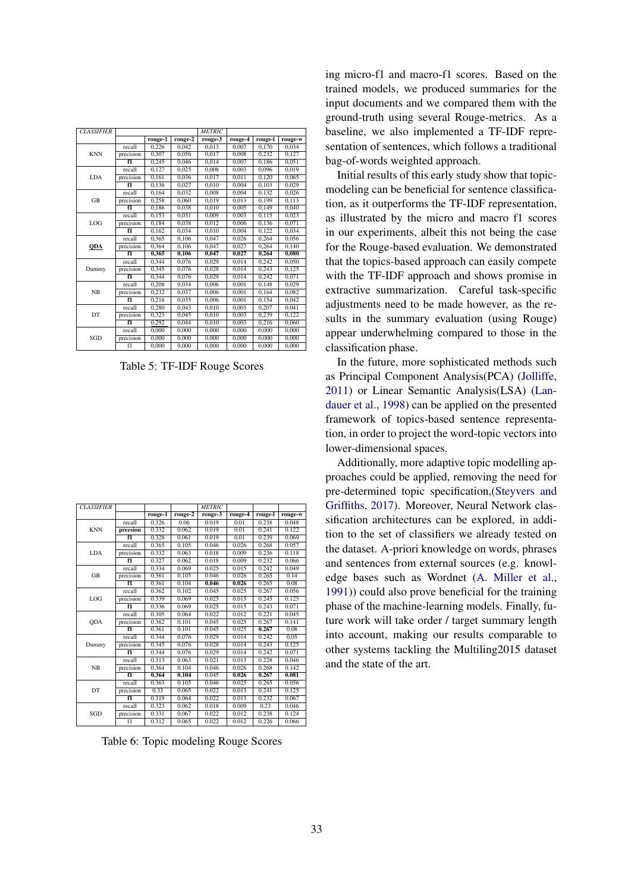| *CLASSIFIER* | | | | *METRIC* | | | |
|---|---|---|---|---|---|---|---|
| | | **rouge-1** | **rouge-2** | **rouge-3** | **rouge-4** | **rouge-l** | **rouge-w** |
| KNN | recall | 0,226 | 0,042 | 0,013 | 0,007 | 0,170 | 0,034 |
| | precision | 0,307 | 0,056 | 0,017 | 0,008 | 0,232 | 0,127 |
| | **f1** | 0,245 | 0,046 | 0,014 | 0,007 | 0,186 | 0,051 |
| LDA | recall | 0,127 | 0,025 | 0,008 | 0,003 | 0,096 | 0,019 |
| | precision | 0,161 | 0,036 | 0,017 | 0,011 | 0,120 | 0,065 |
| | **f1** | 0,136 | 0,027 | 0,010 | 0,004 | 0,103 | 0,029 |
| GB | recall | 0,164 | 0,032 | 0,008 | 0,004 | 0,132 | 0,026 |
| | precision | 0,258 | 0,060 | 0,019 | 0,013 | 0,199 | 0,113 |
| | **f1** | 0,186 | 0,038 | 0,010 | 0,005 | 0,149 | 0,040 |
| LOG | recall | 0,153 | 0,031 | 0,009 | 0,003 | 0,115 | 0,023 |
| | precision | 0,184 | 0,038 | 0,012 | 0,006 | 0,136 | 0,071 |
| | **f1** | 0,162 | 0,034 | 0,010 | 0,004 | 0,122 | 0,034 |
| **QDA** | recall | 0,365 | 0,106 | 0,047 | 0,026 | 0,264 | 0,056 |
| | precision | 0,364 | 0,106 | 0,047 | 0,027 | 0,264 | 0,140 |
| | **f1** | **0,365** | **0,106** | **0,047** | **0,027** | **0,264** | **0,080** |
| Dummy | recall | 0,344 | 0,076 | 0,029 | 0,014 | 0,242 | 0,050 |
| | precision | 0,345 | 0,076 | 0,028 | 0,014 | 0,243 | 0,125 |
| | **f1** | 0,344 | 0,076 | 0,029 | 0,014 | 0,242 | 0,071 |
| NB | recall | 0,208 | 0,034 | 0,006 | 0,001 | 0,148 | 0,029 |
| | precision | 0,232 | 0,037 | 0,006 | 0,001 | 0,164 | 0,082 |
| | **f1** | 0,216 | 0,035 | 0,006 | 0,001 | 0,154 | 0,042 |
| DT | recall | 0,280 | 0,043 | 0,010 | 0,003 | 0,207 | 0,041 |
| | precision | 0,323 | 0,045 | 0,010 | 0,003 | 0,239 | 0,122 |
| | **f1** | 0,292 | 0,044 | 0,010 | 0,003 | 0,216 | 0,060 |
| SGD | recall | 0,000 | 0,000 | 0,000 | 0,000 | 0,000 | 0,000 |
| | precision | 0,000 | 0,000 | 0,000 | 0,000 | 0,000 | 0,000 |
| | f1 | 0,000 | 0,000 | 0,000 | 0,000 | 0,000 | 0,000 |

Table 5: TF-IDF Rouge Scores

| *CLASSIFIER* | | | | *METRIC* | | | |
|---|---|---|---|---|---|---|---|
| | | **rouge-1** | **rouge-2** | **rouge-3** | **rouge-4** | **rouge-l** | **rouge-w** |
| KNN | recall | 0.326 | 0.06 | 0.019 | 0.01 | 0.238 | 0.048 |
| | **precsion** | 0.332 | 0.062 | 0.019 | 0.01 | 0.241 | 0.122 |
| | **f1** | 0.328 | 0.061 | 0.019 | 0.01 | 0.239 | 0.069 |
| LDA | recall | 0.365 | 0.105 | 0.046 | 0.026 | 0.268 | 0.057 |
| | precision | 0.332 | 0.063 | 0.018 | 0.009 | 0.236 | 0.118 |
| | **f1** | 0.327 | 0.062 | 0.018 | 0.009 | 0.232 | 0.066 |
| GB | recall | 0.334 | 0.069 | 0.025 | 0.015 | 0.242 | 0.049 |
| | precision | 0.361 | 0.105 | 0.046 | 0.026 | 0.265 | 0.14 |
| | **f1** | 0.361 | 0.104 | **0.046** | **0.026** | 0.265 | 0.08 |
| LOG | recall | 0.362 | 0.102 | 0.045 | 0.025 | 0.267 | 0.056 |
| | precision | 0.339 | 0.069 | 0.025 | 0.015 | 0.245 | 0.125 |
| | **f1** | 0.336 | 0.069 | 0.025 | 0.015 | 0.243 | 0.071 |
| QDA | recall | 0.305 | 0.064 | 0.022 | 0.012 | 0.221 | 0.045 |
| | precision | 0.362 | 0.101 | 0.045 | 0.025 | 0.267 | 0.141 |
| | **f1** | 0.361 | 0.101 | 0.045 | 0.025 | **0.267** | 0.08 |
| Dummy | recall | 0.344 | 0.076 | 0.029 | 0.014 | 0.242 | 0.05 |
| | precision | 0.345 | 0.076 | 0.028 | 0.014 | 0.243 | 0.125 |
| | **f1** | 0.344 | 0.076 | 0.029 | 0.014 | 0.242 | 0.071 |
| NB | recall | 0.313 | 0.063 | 0.021 | 0.013 | 0.228 | 0.046 |
| | precision | 0.364 | 0.104 | 0.046 | 0.026 | 0.268 | 0.142 |
| | **f1** | **0.364** | **0.104** | 0.045 | **0.026** | **0.267** | **0.081** |
| DT | recall | 0.363 | 0.105 | 0.046 | 0.025 | 0.265 | 0.056 |
| | precision | 0.33 | 0.065 | 0.022 | 0.013 | 0.241 | 0.125 |
| | **f1** | 0.319 | 0.064 | 0.022 | 0.013 | 0.232 | 0.067 |
| SGD | recall | 0.323 | 0.062 | 0.018 | 0.009 | 0.23 | 0.046 |
| | precision | 0.331 | 0.067 | 0.022 | 0.012 | 0.238 | 0.124 |
| | f1 | 0.312 | 0.065 | 0.022 | 0.012 | 0.226 | 0.066 |

Table 6: Topic modeling Rouge Scores

ing micro-f1 and macro-f1 scores. Based on the trained models, we produced summaries for the input documents and we compared them with the ground-truth using several Rouge-metrics. As a baseline, we also implemented a TF-IDF representation of sentences, which follows a traditional bag-of-words weighted approach.

Initial results of this early study show that topic-modeling can be beneficial for sentence classification, as it outperforms the TF-IDF representation, as illustrated by the micro and macro f1 scores in our experiments, albeit this not being the case for the Rouge-based evaluation. We demonstrated that the topics-based approach can easily compete with the TF-IDF approach and shows promise in extractive summarization. Careful task-specific adjustments need to be made however, as the results in the summary evaluation (using Rouge) appear underwhelming compared to those in the classification phase.

In the future, more sophisticated methods such as Principal Component Analysis(PCA) (Jolliffe, 2011) or Linear Semantic Analysis(LSA) (Landauer et al., 1998) can be applied on the presented framework of topics-based sentence representation, in order to project the word-topic vectors into lower-dimensional spaces.

Additionally, more adaptive topic modelling approaches could be applied, removing the need for pre-determined topic specification,(Steyvers and Griffiths, 2017). Moreover, Neural Network classification architectures can be explored, in addition to the set of classifiers we already tested on the dataset. A-priori knowledge on words, phrases and sentences from external sources (e.g. knowledge bases such as Wordnet (A. Miller et al., 1991)) could also prove beneficial for the training phase of the machine-learning models. Finally, future work will take order / target summary length into account, making our results comparable to other systems tackling the Multiling2015 dataset and the state of the art.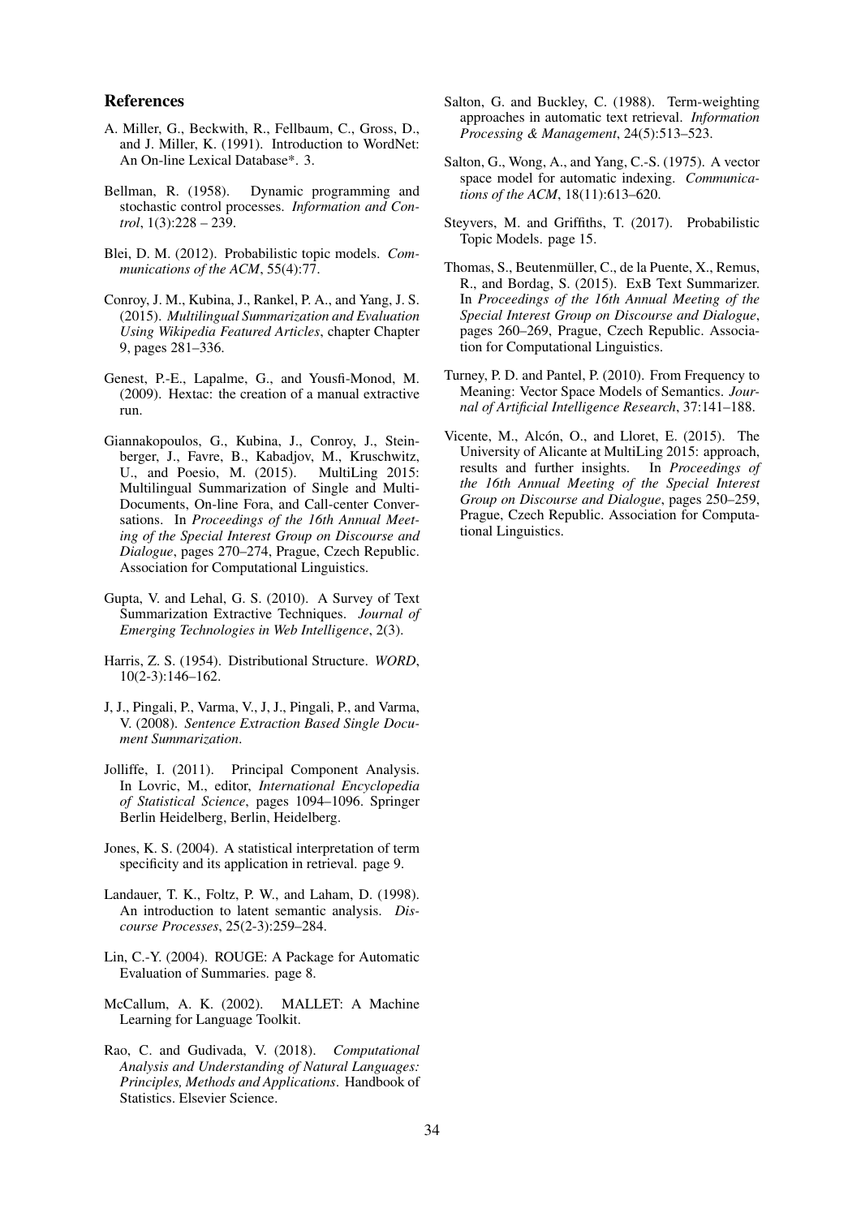## References

A. Miller, G., Beckwith, R., Fellbaum, C., Gross, D., and J. Miller, K. (1991). Introduction to WordNet: An On-line Lexical Database*. 3.

Bellman, R. (1958). Dynamic programming and stochastic control processes. *Information and Control*, 1(3):228 – 239.

Blei, D. M. (2012). Probabilistic topic models. *Communications of the ACM*, 55(4):77.

Conroy, J. M., Kubina, J., Rankel, P. A., and Yang, J. S. (2015). *Multilingual Summarization and Evaluation Using Wikipedia Featured Articles*, chapter Chapter 9, pages 281–336.

Genest, P.-E., Lapalme, G., and Yousfi-Monod, M. (2009). Hextac: the creation of a manual extractive run.

Giannakopoulos, G., Kubina, J., Conroy, J., Steinberger, J., Favre, B., Kabadjov, M., Kruschwitz, U., and Poesio, M. (2015). MultiLing 2015: Multilingual Summarization of Single and Multi-Documents, On-line Fora, and Call-center Conversations. In *Proceedings of the 16th Annual Meeting of the Special Interest Group on Discourse and Dialogue*, pages 270–274, Prague, Czech Republic. Association for Computational Linguistics.

Gupta, V. and Lehal, G. S. (2010). A Survey of Text Summarization Extractive Techniques. *Journal of Emerging Technologies in Web Intelligence*, 2(3).

Harris, Z. S. (1954). Distributional Structure. *WORD*, 10(2-3):146–162.

J, J., Pingali, P., Varma, V., J, J., Pingali, P., and Varma, V. (2008). *Sentence Extraction Based Single Document Summarization*.

Jolliffe, I. (2011). Principal Component Analysis. In Lovric, M., editor, *International Encyclopedia of Statistical Science*, pages 1094–1096. Springer Berlin Heidelberg, Berlin, Heidelberg.

Jones, K. S. (2004). A statistical interpretation of term specificity and its application in retrieval. page 9.

Landauer, T. K., Foltz, P. W., and Laham, D. (1998). An introduction to latent semantic analysis. *Discourse Processes*, 25(2-3):259–284.

Lin, C.-Y. (2004). ROUGE: A Package for Automatic Evaluation of Summaries. page 8.

McCallum, A. K. (2002). MALLET: A Machine Learning for Language Toolkit.

Rao, C. and Gudivada, V. (2018). *Computational Analysis and Understanding of Natural Languages: Principles, Methods and Applications*. Handbook of Statistics. Elsevier Science.

Salton, G. and Buckley, C. (1988). Term-weighting approaches in automatic text retrieval. *Information Processing & Management*, 24(5):513–523.

Salton, G., Wong, A., and Yang, C.-S. (1975). A vector space model for automatic indexing. *Communications of the ACM*, 18(11):613–620.

Steyvers, M. and Griffiths, T. (2017). Probabilistic Topic Models. page 15.

Thomas, S., Beutenmüller, C., de la Puente, X., Remus, R., and Bordag, S. (2015). ExB Text Summarizer. In *Proceedings of the 16th Annual Meeting of the Special Interest Group on Discourse and Dialogue*, pages 260–269, Prague, Czech Republic. Association for Computational Linguistics.

Turney, P. D. and Pantel, P. (2010). From Frequency to Meaning: Vector Space Models of Semantics. *Journal of Artificial Intelligence Research*, 37:141–188.

Vicente, M., Alcón, O., and Lloret, E. (2015). The University of Alicante at MultiLing 2015: approach, results and further insights. In *Proceedings of the 16th Annual Meeting of the Special Interest Group on Discourse and Dialogue*, pages 250–259, Prague, Czech Republic. Association for Computational Linguistics.